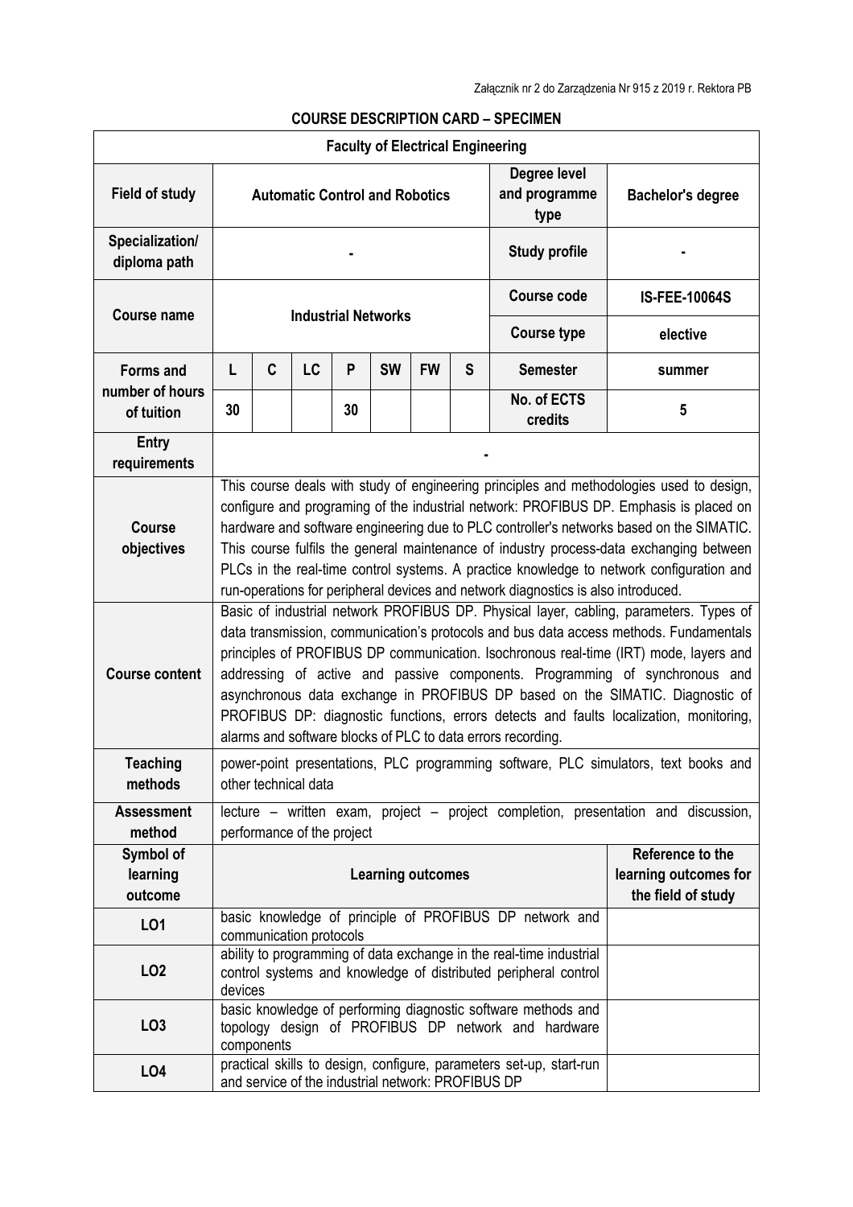Załącznik nr 2 do Zarządzenia Nr 915 z 2019 r. Rektora PB

**COURSE DESCRIPTION CARD – SPECIMEN**

| **Faculty of Electrical Engineering** | | | | | | | | | |
|---|---|---|---|---|---|---|---|---|---|
| **Field of study** | **Automatic Control and Robotics** | | | | | | | **Degree level and programme type** | **Bachelor's degree** |
| **Specialization/ diploma path** | **-** | | | | | | | **Study profile** | **-** |
| **Course name** | **Industrial Networks** | | | | | | | **Course code** | **IS-FEE-10064S** |
| | | | | | | | | **Course type** | **elective** |
| **Forms and number of hours of tuition** | **L** | **C** | **LC** | **P** | **SW** | **FW** | **S** | **Semester** | **summer** |
| | **30** | | | **30** | | | | **No. of ECTS credits** | **5** |
| **Entry requirements** | **-** | | | | | | | | |
| **Course objectives** | This course deals with study of engineering principles and methodologies used to design, configure and programing of the industrial network: PROFIBUS DP. Emphasis is placed on hardware and software engineering due to PLC controller's networks based on the SIMATIC. This course fulfils the general maintenance of industry process-data exchanging between PLCs in the real-time control systems. A practice knowledge to network configuration and run-operations for peripheral devices and network diagnostics is also introduced. | | | | | | | | |
| **Course content** | Basic of industrial network PROFIBUS DP. Physical layer, cabling, parameters. Types of data transmission, communication's protocols and bus data access methods. Fundamentals principles of PROFIBUS DP communication. Isochronous real-time (IRT) mode, layers and addressing of active and passive components. Programming of synchronous and asynchronous data exchange in PROFIBUS DP based on the SIMATIC. Diagnostic of PROFIBUS DP: diagnostic functions, errors detects and faults localization, monitoring, alarms and software blocks of PLC to data errors recording. | | | | | | | | |
| **Teaching methods** | power-point presentations, PLC programming software, PLC simulators, text books and other technical data | | | | | | | | |
| **Assessment method** | lecture – written exam, project – project completion, presentation and discussion, performance of the project | | | | | | | | |
| **Symbol of learning outcome** | **Learning outcomes** | | | | | | | | **Reference to the learning outcomes for the field of study** |
| **LO1** | basic knowledge of principle of PROFIBUS DP network and communication protocols | | | | | | | | |
| **LO2** | ability to programming of data exchange in the real-time industrial control systems and knowledge of distributed peripheral control devices | | | | | | | | |
| **LO3** | basic knowledge of performing diagnostic software methods and topology design of PROFIBUS DP network and hardware components | | | | | | | | |
| **LO4** | practical skills to design, configure, parameters set-up, start-run and service of the industrial network: PROFIBUS DP | | | | | | | | |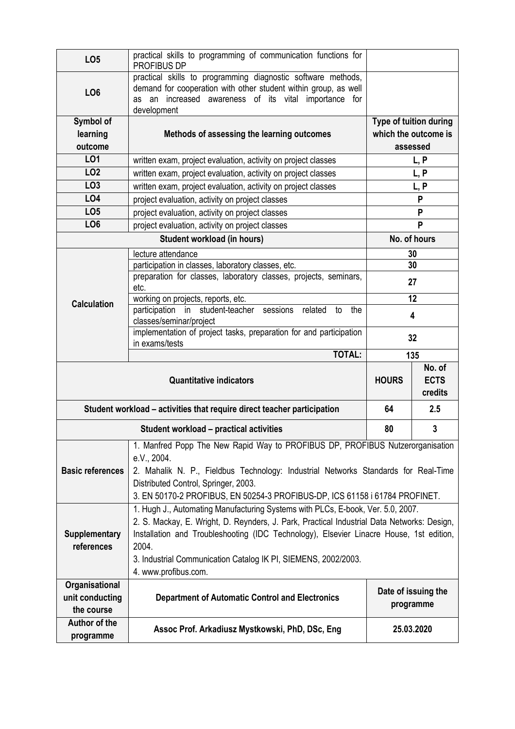| | | |
|---|---|---|
| **LO5** | practical skills to programming of communication functions for PROFIBUS DP | |
| **LO6** | practical skills to programming diagnostic software methods, demand for cooperation with other student within group, as well as an increased awareness of its vital importance for development | |

| Symbol of learning outcome | Methods of assessing the learning outcomes | Type of tuition during which the outcome is assessed |
|---|---|---|
| **LO1** | written exam, project evaluation, activity on project classes | L, P |
| **LO2** | written exam, project evaluation, activity on project classes | L, P |
| **LO3** | written exam, project evaluation, activity on project classes | L, P |
| **LO4** | project evaluation, activity on project classes | P |
| **LO5** | project evaluation, activity on project classes | P |
| **LO6** | project evaluation, activity on project classes | P |

| Student workload (in hours) | | No. of hours |
|---|---|---|
| **Calculation** | lecture attendance | 30 |
| | participation in classes, laboratory classes, etc. | 30 |
| | preparation for classes, laboratory classes, projects, seminars, etc. | 27 |
| | working on projects, reports, etc. | 12 |
| | participation in student-teacher sessions related to the classes/seminar/project | 4 |
| | implementation of project tasks, preparation for and participation in exams/tests | 32 |
| | **TOTAL:** | 135 |

| Quantitative indicators | HOURS | No. of ECTS credits |
|---|---|---|
| **Student workload – activities that require direct teacher participation** | 64 | 2.5 |
| **Student workload – practical activities** | 80 | 3 |

| | |
|---|---|
| **Basic references** | 1. Manfred Popp The New Rapid Way to PROFIBUS DP, PROFIBUS Nutzerorganisation e.V., 2004.<br>2. Mahalik N. P., Fieldbus Technology: Industrial Networks Standards for Real-Time Distributed Control, Springer, 2003.<br>3. EN 50170-2 PROFIBUS, EN 50254-3 PROFIBUS-DP, ICS 61158 i 61784 PROFINET. |
| **Supplementary references** | 1. Hugh J., Automating Manufacturing Systems with PLCs, E-book, Ver. 5.0, 2007.<br>2. S. Mackay, E. Wright, D. Reynders, J. Park, Practical Industrial Data Networks: Design, Installation and Troubleshooting (IDC Technology), Elsevier Linacre House, 1st edition, 2004.<br>3. Industrial Communication Catalog IK PI, SIEMENS, 2002/2003.<br>4. www.profibus.com. |

| | | |
|---|---|---|
| **Organisational unit conducting the course** | **Department of Automatic Control and Electronics** | **Date of issuing the programme** |
| **Author of the programme** | **Assoc Prof. Arkadiusz Mystkowski, PhD, DSc, Eng** | **25.03.2020** |